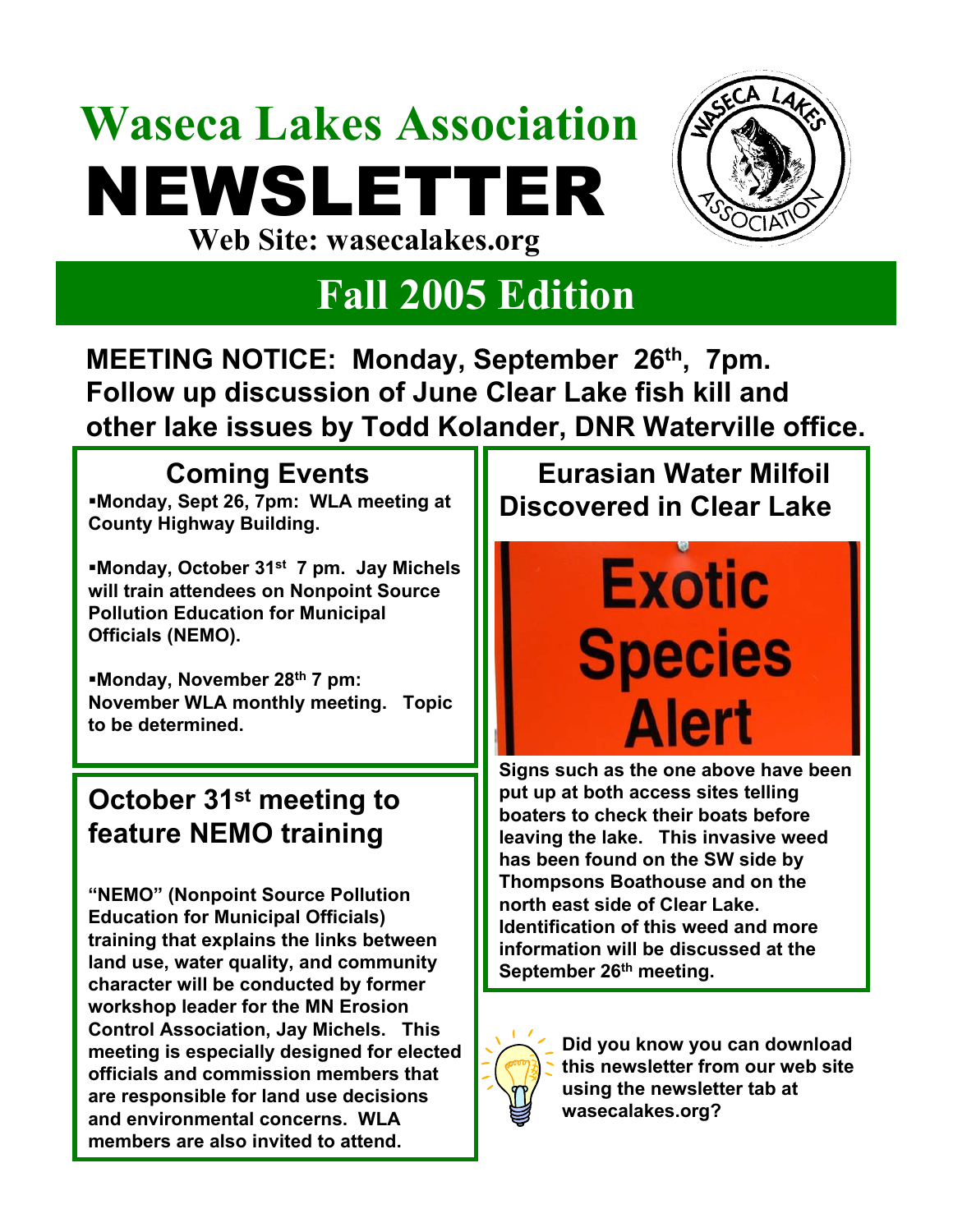# Waseca Lakes Association

# NEWSLETTER

**Web Site: wasecalakes.org**

## Fall 2005 Edition

**MEETING NOTICE: Monday, September 26th, 7pm. Follow up discussion of June Clear Lake fish kill and other lake issues by Todd Kolander, DNR Waterville office.**

### Coming Events

- **Monday, Sept 26, 7pm: WLA meeting at County Highway Building.**
- **Monday, October 31st 7 pm. Jay Michels will train attendees on Nonpoint Source Pollution Education for Municipal Officials (NEMO).**
- **Monday, November 28th 7 pm: November WLA monthly meeting. Topic to be determined.**

### October 31st meeting to feature NEMO training

**"NEMO" (Nonpoint Source Pollution Education for Municipal Officials) training that explains the links between land use, water quality, and community character will be conducted by former workshop leader for the MN Erosion Control Association, Jay Michels. This meeting is especially designed for elected officials and commission members that are responsible for land use decisions and environmental concerns. WLA members are also invited to attend.**

### Eurasian Water Milfoil Discovered in Clear Lake

Exotic Species Alert

**Signs such as the one above have been put up at both access sites telling boaters to check their boats before leaving the lake. This invasive weed has been found on the SW side by Thompsons Boathouse and on the north east side of Clear Lake. Identification of this weed and more information will be discussed at the September 26th meeting.**

**Did you know you can download this newsletter from our web site using the newsletter tab at wasecalakes.org?**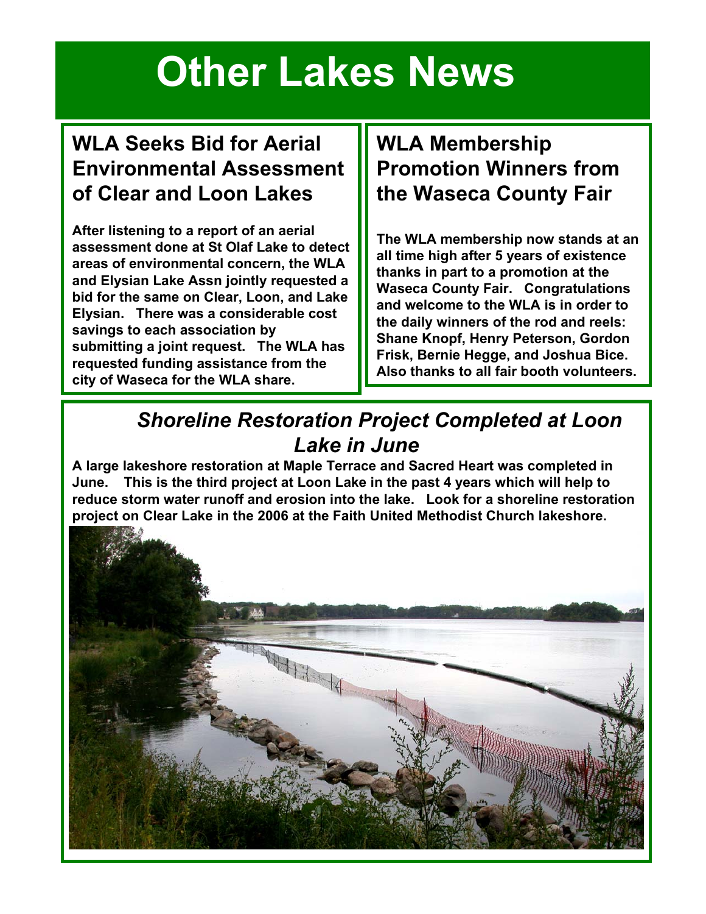# Other Lakes News

## WLA Seeks Bid for Aerial Environmental Assessment of Clear and Loon Lakes

**After listening to a report of an aerial assessment done at St Olaf Lake to detect areas of environmental concern, the WLA and Elysian Lake Assn jointly requested a bid for the same on Clear, Loon, and Lake Elysian. There was a considerable cost savings to each association by submitting a joint request. The WLA has requested funding assistance from the city of Waseca for the WLA share.**

## WLA Membership Promotion Winners from the Waseca County Fair

**The WLA membership now stands at an all time high after 5 years of existence thanks in part to a promotion at the Waseca County Fair. Congratulations and welcome to the WLA is in order to the daily winners of the rod and reels: Shane Knopf, Henry Peterson, Gordon Frisk, Bernie Hegge, and Joshua Bice. Also thanks to all fair booth volunteers.**

## *Shoreline Restoration Project Completed at Loon Lake in June*

**A large lakeshore restoration at Maple Terrace and Sacred Heart was completed in June. This is the third project at Loon Lake in the past 4 years which will help to reduce storm water runoff and erosion into the lake. Look for a shoreline restoration project on Clear Lake in the 2006 at the Faith United Methodist Church lakeshore.**